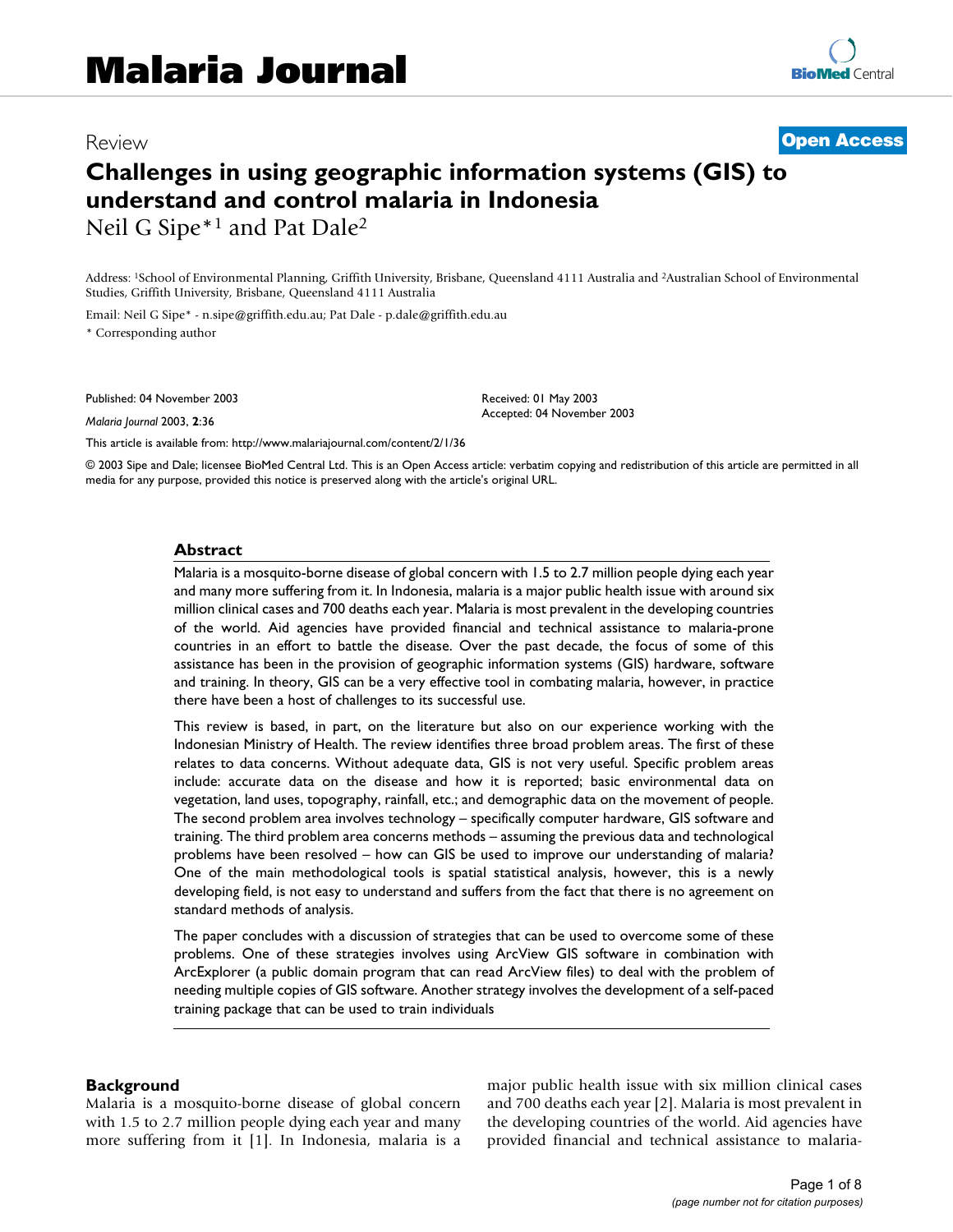# Challenges in using geographic information systems (GIS) to understand and control malaria in Indonesia

Review

Neil G Sipe*[1] and Pat Dale[2]

Address: [1]School of Environmental Planning, Griffith University, Brisbane, Queensland 4111 Australia and [2]Australian School of Environmental Studies, Griffith University, Brisbane, Queensland 4111 Australia

Email: Neil G Sipe* - n.sipe@griffith.edu.au; Pat Dale - p.dale@griffith.edu.au

\* Corresponding author

Published: 04 November 2003

*Malaria Journal* 2003, **2**:36

Received: 01 May 2003
Accepted: 04 November 2003

This article is available from: http://www.malariajournal.com/content/2/1/36

© 2003 Sipe and Dale; licensee BioMed Central Ltd. This is an Open Access article: verbatim copying and redistribution of this article are permitted in all media for any purpose, provided this notice is preserved along with the article's original URL.

## Abstract

Malaria is a mosquito-borne disease of global concern with 1.5 to 2.7 million people dying each year and many more suffering from it. In Indonesia, malaria is a major public health issue with around six million clinical cases and 700 deaths each year. Malaria is most prevalent in the developing countries of the world. Aid agencies have provided financial and technical assistance to malaria-prone countries in an effort to battle the disease. Over the past decade, the focus of some of this assistance has been in the provision of geographic information systems (GIS) hardware, software and training. In theory, GIS can be a very effective tool in combating malaria, however, in practice there have been a host of challenges to its successful use.

This review is based, in part, on the literature but also on our experience working with the Indonesian Ministry of Health. The review identifies three broad problem areas. The first of these relates to data concerns. Without adequate data, GIS is not very useful. Specific problem areas include: accurate data on the disease and how it is reported; basic environmental data on vegetation, land uses, topography, rainfall, etc.; and demographic data on the movement of people. The second problem area involves technology – specifically computer hardware, GIS software and training. The third problem area concerns methods – assuming the previous data and technological problems have been resolved – how can GIS be used to improve our understanding of malaria? One of the main methodological tools is spatial statistical analysis, however, this is a newly developing field, is not easy to understand and suffers from the fact that there is no agreement on standard methods of analysis.

The paper concludes with a discussion of strategies that can be used to overcome some of these problems. One of these strategies involves using ArcView GIS software in combination with ArcExplorer (a public domain program that can read ArcView files) to deal with the problem of needing multiple copies of GIS software. Another strategy involves the development of a self-paced training package that can be used to train individuals

## Background

Malaria is a mosquito-borne disease of global concern with 1.5 to 2.7 million people dying each year and many more suffering from it [1]. In Indonesia, malaria is a major public health issue with six million clinical cases and 700 deaths each year [2]. Malaria is most prevalent in the developing countries of the world. Aid agencies have provided financial and technical assistance to malaria-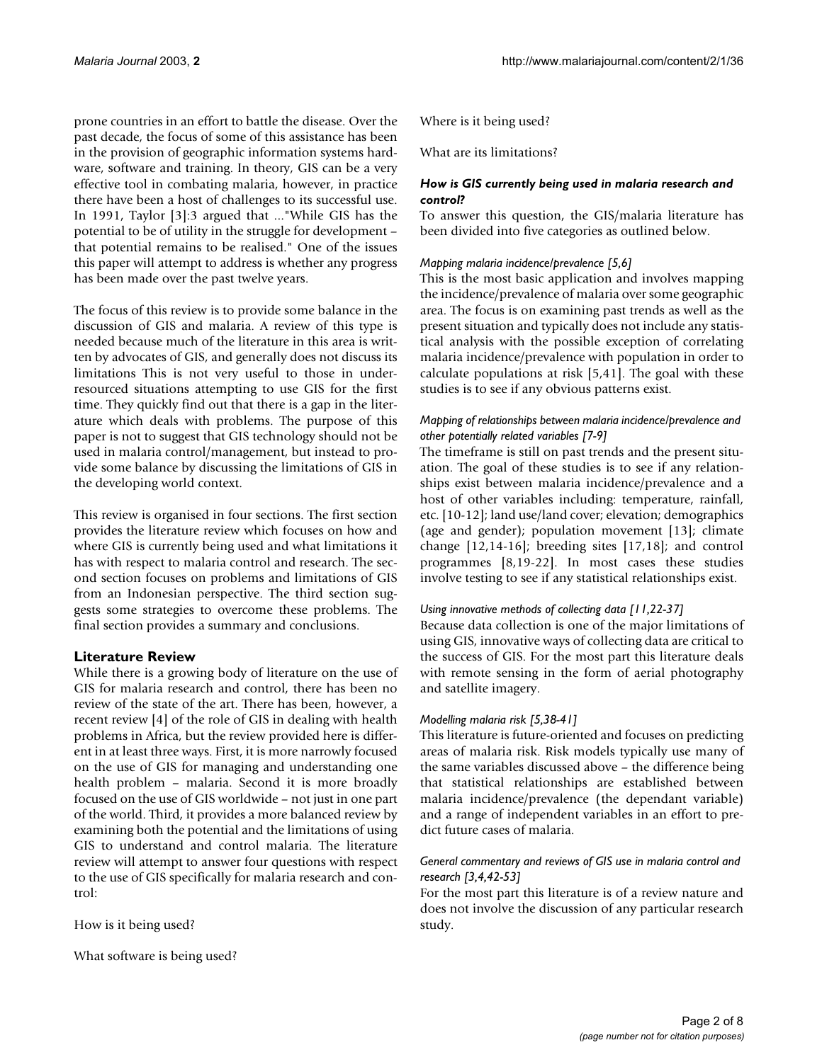prone countries in an effort to battle the disease. Over the past decade, the focus of some of this assistance has been in the provision of geographic information systems hardware, software and training. In theory, GIS can be a very effective tool in combating malaria, however, in practice there have been a host of challenges to its successful use. In 1991, Taylor [3]:3 argued that ..."While GIS has the potential to be of utility in the struggle for development – that potential remains to be realised." One of the issues this paper will attempt to address is whether any progress has been made over the past twelve years.

The focus of this review is to provide some balance in the discussion of GIS and malaria. A review of this type is needed because much of the literature in this area is written by advocates of GIS, and generally does not discuss its limitations This is not very useful to those in under-resourced situations attempting to use GIS for the first time. They quickly find out that there is a gap in the literature which deals with problems. The purpose of this paper is not to suggest that GIS technology should not be used in malaria control/management, but instead to provide some balance by discussing the limitations of GIS in the developing world context.

This review is organised in four sections. The first section provides the literature review which focuses on how and where GIS is currently being used and what limitations it has with respect to malaria control and research. The second section focuses on problems and limitations of GIS from an Indonesian perspective. The third section suggests some strategies to overcome these problems. The final section provides a summary and conclusions.

## Literature Review

While there is a growing body of literature on the use of GIS for malaria research and control, there has been no review of the state of the art. There has been, however, a recent review [4] of the role of GIS in dealing with health problems in Africa, but the review provided here is different in at least three ways. First, it is more narrowly focused on the use of GIS for managing and understanding one health problem – malaria. Second it is more broadly focused on the use of GIS worldwide – not just in one part of the world. Third, it provides a more balanced review by examining both the potential and the limitations of using GIS to understand and control malaria. The literature review will attempt to answer four questions with respect to the use of GIS specifically for malaria research and control:

How is it being used?

What software is being used?

Where is it being used?

What are its limitations?

### *How is GIS currently being used in malaria research and control?*

To answer this question, the GIS/malaria literature has been divided into five categories as outlined below.

#### *Mapping malaria incidence/prevalence [5,6]*

This is the most basic application and involves mapping the incidence/prevalence of malaria over some geographic area. The focus is on examining past trends as well as the present situation and typically does not include any statistical analysis with the possible exception of correlating malaria incidence/prevalence with population in order to calculate populations at risk [5,41]. The goal with these studies is to see if any obvious patterns exist.

#### *Mapping of relationships between malaria incidence/prevalence and other potentially related variables [7-9]*

The timeframe is still on past trends and the present situation. The goal of these studies is to see if any relationships exist between malaria incidence/prevalence and a host of other variables including: temperature, rainfall, etc. [10-12]; land use/land cover; elevation; demographics (age and gender); population movement [13]; climate change [12,14-16]; breeding sites [17,18]; and control programmes [8,19-22]. In most cases these studies involve testing to see if any statistical relationships exist.

#### *Using innovative methods of collecting data [11,22-37]*

Because data collection is one of the major limitations of using GIS, innovative ways of collecting data are critical to the success of GIS. For the most part this literature deals with remote sensing in the form of aerial photography and satellite imagery.

#### *Modelling malaria risk [5,38-41]*

This literature is future-oriented and focuses on predicting areas of malaria risk. Risk models typically use many of the same variables discussed above – the difference being that statistical relationships are established between malaria incidence/prevalence (the dependant variable) and a range of independent variables in an effort to predict future cases of malaria.

#### *General commentary and reviews of GIS use in malaria control and research [3,4,42-53]*

For the most part this literature is of a review nature and does not involve the discussion of any particular research study.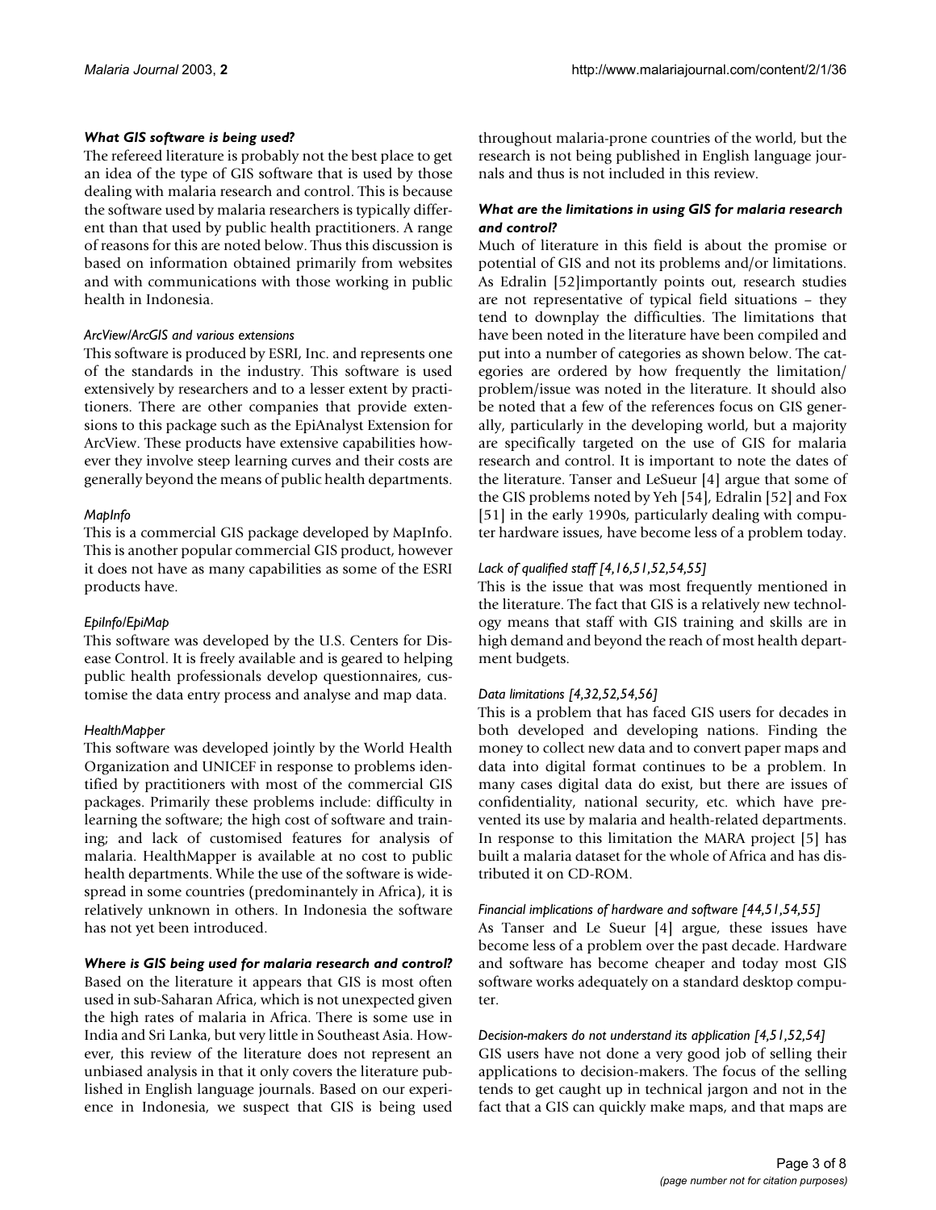### What GIS software is being used?

The refereed literature is probably not the best place to get an idea of the type of GIS software that is used by those dealing with malaria research and control. This is because the software used by malaria researchers is typically different than that used by public health practitioners. A range of reasons for this are noted below. Thus this discussion is based on information obtained primarily from websites and with communications with those working in public health in Indonesia.

#### *ArcView/ArcGIS and various extensions*

This software is produced by ESRI, Inc. and represents one of the standards in the industry. This software is used extensively by researchers and to a lesser extent by practitioners. There are other companies that provide extensions to this package such as the EpiAnalyst Extension for ArcView. These products have extensive capabilities however they involve steep learning curves and their costs are generally beyond the means of public health departments.

#### *MapInfo*

This is a commercial GIS package developed by MapInfo. This is another popular commercial GIS product, however it does not have as many capabilities as some of the ESRI products have.

#### *EpiInfo/EpiMap*

This software was developed by the U.S. Centers for Disease Control. It is freely available and is geared to helping public health professionals develop questionnaires, customise the data entry process and analyse and map data.

#### *HealthMapper*

This software was developed jointly by the World Health Organization and UNICEF in response to problems identified by practitioners with most of the commercial GIS packages. Primarily these problems include: difficulty in learning the software; the high cost of software and training; and lack of customised features for analysis of malaria. HealthMapper is available at no cost to public health departments. While the use of the software is widespread in some countries (predominantly in Africa), it is relatively unknown in others. In Indonesia the software has not yet been introduced.

### Where is GIS being used for malaria research and control?

Based on the literature it appears that GIS is most often used in sub-Saharan Africa, which is not unexpected given the high rates of malaria in Africa. There is some use in India and Sri Lanka, but very little in Southeast Asia. However, this review of the literature does not represent an unbiased analysis in that it only covers the literature published in English language journals. Based on our experience in Indonesia, we suspect that GIS is being used throughout malaria-prone countries of the world, but the research is not being published in English language journals and thus is not included in this review.

### What are the limitations in using GIS for malaria research and control?

Much of literature in this field is about the promise or potential of GIS and not its problems and/or limitations. As Edralin [52]importantly points out, research studies are not representative of typical field situations – they tend to downplay the difficulties. The limitations that have been noted in the literature have been compiled and put into a number of categories as shown below. The categories are ordered by how frequently the limitation/problem/issue was noted in the literature. It should also be noted that a few of the references focus on GIS generally, particularly in the developing world, but a majority are specifically targeted on the use of GIS for malaria research and control. It is important to note the dates of the literature. Tanser and LeSueur [4] argue that some of the GIS problems noted by Yeh [54], Edralin [52] and Fox [51] in the early 1990s, particularly dealing with computer hardware issues, have become less of a problem today.

#### *Lack of qualified staff [4,16,51,52,54,55]*

This is the issue that was most frequently mentioned in the literature. The fact that GIS is a relatively new technology means that staff with GIS training and skills are in high demand and beyond the reach of most health department budgets.

#### *Data limitations [4,32,52,54,56]*

This is a problem that has faced GIS users for decades in both developed and developing nations. Finding the money to collect new data and to convert paper maps and data into digital format continues to be a problem. In many cases digital data do exist, but there are issues of confidentiality, national security, etc. which have prevented its use by malaria and health-related departments. In response to this limitation the MARA project [5] has built a malaria dataset for the whole of Africa and has distributed it on CD-ROM.

#### *Financial implications of hardware and software [44,51,54,55]*

As Tanser and Le Sueur [4] argue, these issues have become less of a problem over the past decade. Hardware and software has become cheaper and today most GIS software works adequately on a standard desktop computer.

#### *Decision-makers do not understand its application [4,51,52,54]*

GIS users have not done a very good job of selling their applications to decision-makers. The focus of the selling tends to get caught up in technical jargon and not in the fact that a GIS can quickly make maps, and that maps are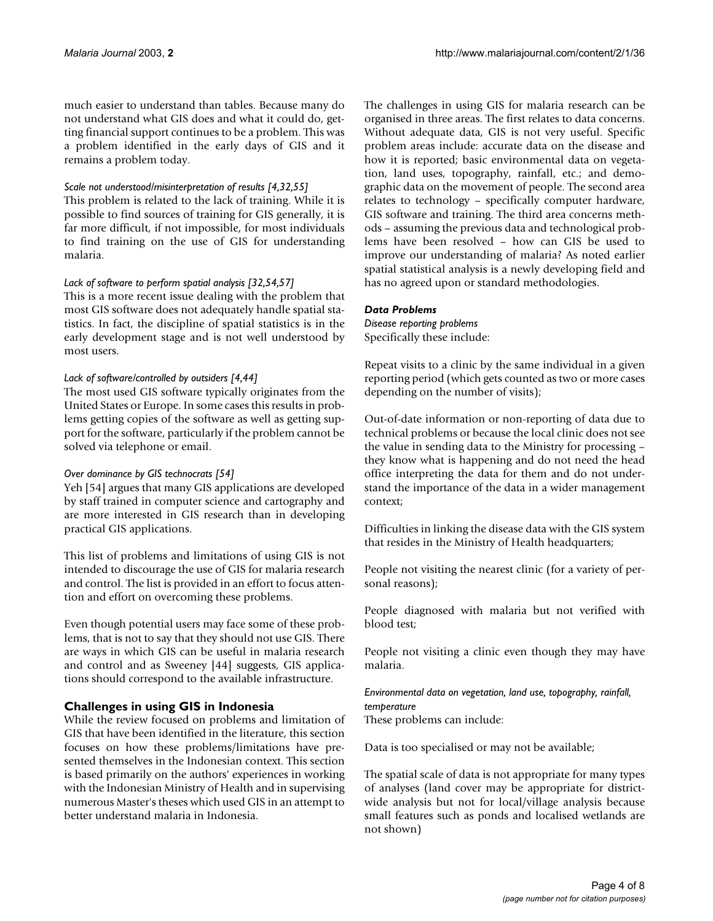much easier to understand than tables. Because many do not understand what GIS does and what it could do, getting financial support continues to be a problem. This was a problem identified in the early days of GIS and it remains a problem today.

*Scale not understood/misinterpretation of results [4,32,55]*

This problem is related to the lack of training. While it is possible to find sources of training for GIS generally, it is far more difficult, if not impossible, for most individuals to find training on the use of GIS for understanding malaria.

*Lack of software to perform spatial analysis [32,54,57]*

This is a more recent issue dealing with the problem that most GIS software does not adequately handle spatial statistics. In fact, the discipline of spatial statistics is in the early development stage and is not well understood by most users.

*Lack of software/controlled by outsiders [4,44]*

The most used GIS software typically originates from the United States or Europe. In some cases this results in problems getting copies of the software as well as getting support for the software, particularly if the problem cannot be solved via telephone or email.

*Over dominance by GIS technocrats [54]*

Yeh [54] argues that many GIS applications are developed by staff trained in computer science and cartography and are more interested in GIS research than in developing practical GIS applications.

This list of problems and limitations of using GIS is not intended to discourage the use of GIS for malaria research and control. The list is provided in an effort to focus attention and effort on overcoming these problems.

Even though potential users may face some of these problems, that is not to say that they should not use GIS. There are ways in which GIS can be useful in malaria research and control and as Sweeney [44] suggests, GIS applications should correspond to the available infrastructure.

## Challenges in using GIS in Indonesia

While the review focused on problems and limitation of GIS that have been identified in the literature, this section focuses on how these problems/limitations have presented themselves in the Indonesian context. This section is based primarily on the authors' experiences in working with the Indonesian Ministry of Health and in supervising numerous Master's theses which used GIS in an attempt to better understand malaria in Indonesia.

The challenges in using GIS for malaria research can be organised in three areas. The first relates to data concerns. Without adequate data, GIS is not very useful. Specific problem areas include: accurate data on the disease and how it is reported; basic environmental data on vegetation, land uses, topography, rainfall, etc.; and demographic data on the movement of people. The second area relates to technology – specifically computer hardware, GIS software and training. The third area concerns methods – assuming the previous data and technological problems have been resolved – how can GIS be used to improve our understanding of malaria? As noted earlier spatial statistical analysis is a newly developing field and has no agreed upon or standard methodologies.

### *Data Problems*

*Disease reporting problems*

Specifically these include:

Repeat visits to a clinic by the same individual in a given reporting period (which gets counted as two or more cases depending on the number of visits);

Out-of-date information or non-reporting of data due to technical problems or because the local clinic does not see the value in sending data to the Ministry for processing – they know what is happening and do not need the head office interpreting the data for them and do not understand the importance of the data in a wider management context;

Difficulties in linking the disease data with the GIS system that resides in the Ministry of Health headquarters;

People not visiting the nearest clinic (for a variety of personal reasons);

People diagnosed with malaria but not verified with blood test;

People not visiting a clinic even though they may have malaria.

*Environmental data on vegetation, land use, topography, rainfall, temperature*

These problems can include:

Data is too specialised or may not be available;

The spatial scale of data is not appropriate for many types of analyses (land cover may be appropriate for district-wide analysis but not for local/village analysis because small features such as ponds and localised wetlands are not shown)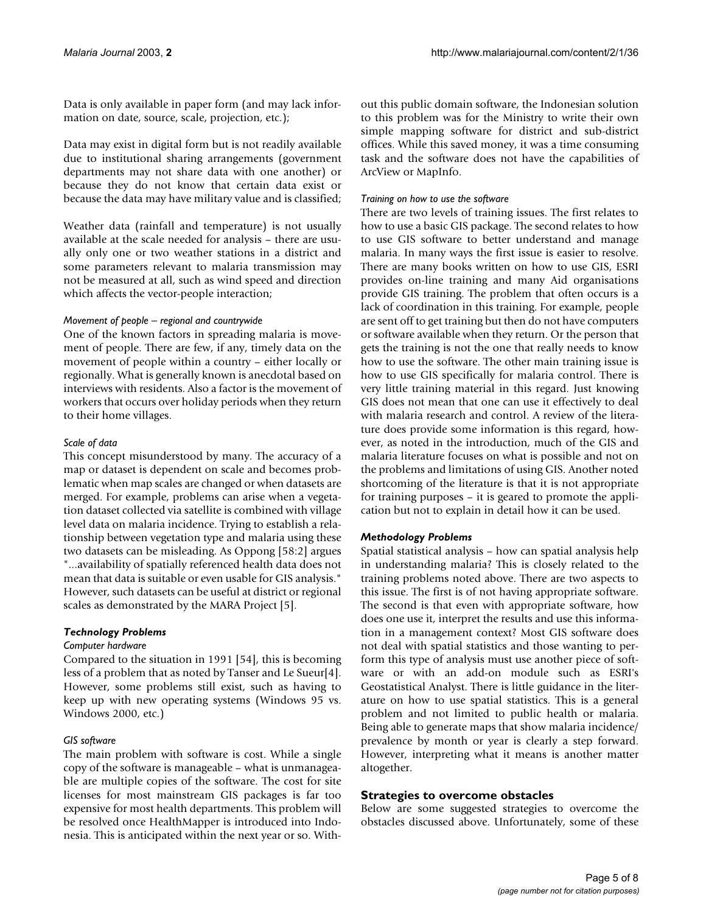Data is only available in paper form (and may lack information on date, source, scale, projection, etc.);

Data may exist in digital form but is not readily available due to institutional sharing arrangements (government departments may not share data with one another) or because they do not know that certain data exist or because the data may have military value and is classified;

Weather data (rainfall and temperature) is not usually available at the scale needed for analysis – there are usually only one or two weather stations in a district and some parameters relevant to malaria transmission may not be measured at all, such as wind speed and direction which affects the vector-people interaction;

#### *Movement of people – regional and countrywide*

One of the known factors in spreading malaria is movement of people. There are few, if any, timely data on the movement of people within a country – either locally or regionally. What is generally known is anecdotal based on interviews with residents. Also a factor is the movement of workers that occurs over holiday periods when they return to their home villages.

#### *Scale of data*

This concept misunderstood by many. The accuracy of a map or dataset is dependent on scale and becomes problematic when map scales are changed or when datasets are merged. For example, problems can arise when a vegetation dataset collected via satellite is combined with village level data on malaria incidence. Trying to establish a relationship between vegetation type and malaria using these two datasets can be misleading. As Oppong [58:2] argues "...availability of spatially referenced health data does not mean that data is suitable or even usable for GIS analysis." However, such datasets can be useful at district or regional scales as demonstrated by the MARA Project [5].

### *Technology Problems*

#### *Computer hardware*

Compared to the situation in 1991 [54], this is becoming less of a problem that as noted by Tanser and Le Sueur[4]. However, some problems still exist, such as having to keep up with new operating systems (Windows 95 vs. Windows 2000, etc.)

#### *GIS software*

The main problem with software is cost. While a single copy of the software is manageable – what is unmanageable are multiple copies of the software. The cost for site licenses for most mainstream GIS packages is far too expensive for most health departments. This problem will be resolved once HealthMapper is introduced into Indonesia. This is anticipated within the next year or so. Without this public domain software, the Indonesian solution to this problem was for the Ministry to write their own simple mapping software for district and sub-district offices. While this saved money, it was a time consuming task and the software does not have the capabilities of ArcView or MapInfo.

#### *Training on how to use the software*

There are two levels of training issues. The first relates to how to use a basic GIS package. The second relates to how to use GIS software to better understand and manage malaria. In many ways the first issue is easier to resolve. There are many books written on how to use GIS, ESRI provides on-line training and many Aid organisations provide GIS training. The problem that often occurs is a lack of coordination in this training. For example, people are sent off to get training but then do not have computers or software available when they return. Or the person that gets the training is not the one that really needs to know how to use the software. The other main training issue is how to use GIS specifically for malaria control. There is very little training material in this regard. Just knowing GIS does not mean that one can use it effectively to deal with malaria research and control. A review of the literature does provide some information is this regard, however, as noted in the introduction, much of the GIS and malaria literature focuses on what is possible and not on the problems and limitations of using GIS. Another noted shortcoming of the literature is that it is not appropriate for training purposes – it is geared to promote the application but not to explain in detail how it can be used.

### *Methodology Problems*

Spatial statistical analysis – how can spatial analysis help in understanding malaria? This is closely related to the training problems noted above. There are two aspects to this issue. The first is of not having appropriate software. The second is that even with appropriate software, how does one use it, interpret the results and use this information in a management context? Most GIS software does not deal with spatial statistics and those wanting to perform this type of analysis must use another piece of software or with an add-on module such as ESRI's Geostatistical Analyst. There is little guidance in the literature on how to use spatial statistics. This is a general problem and not limited to public health or malaria. Being able to generate maps that show malaria incidence/prevalence by month or year is clearly a step forward. However, interpreting what it means is another matter altogether.

## Strategies to overcome obstacles

Below are some suggested strategies to overcome the obstacles discussed above. Unfortunately, some of these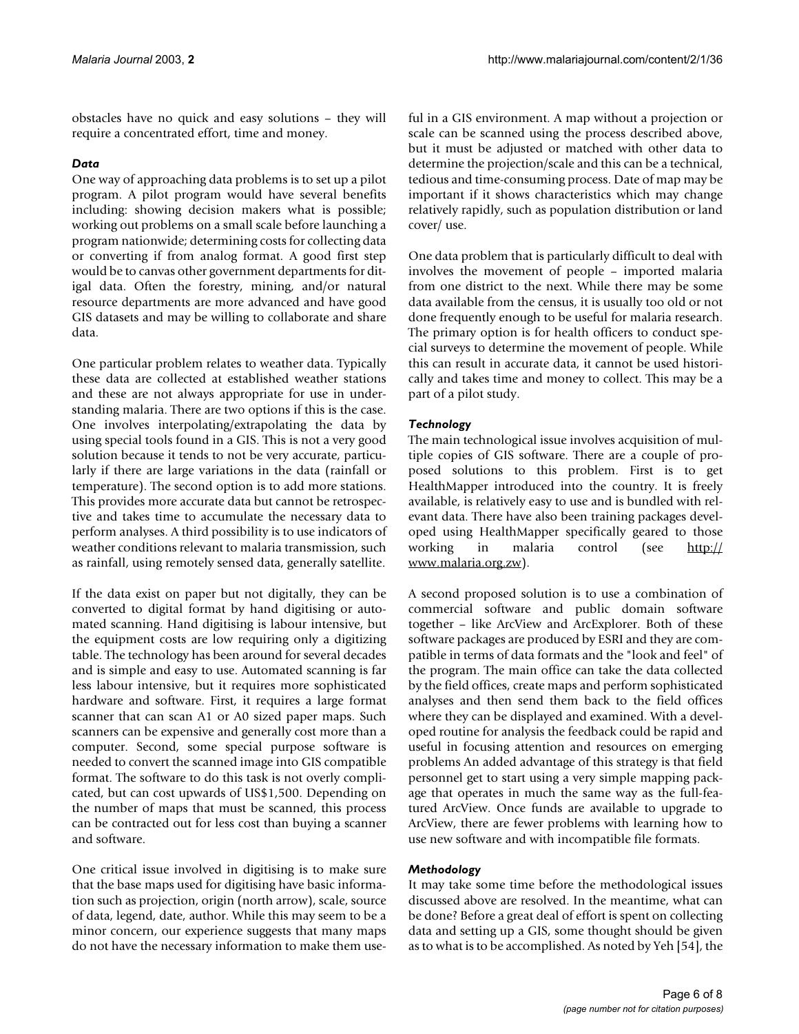obstacles have no quick and easy solutions – they will require a concentrated effort, time and money.

### *Data*

One way of approaching data problems is to set up a pilot program. A pilot program would have several benefits including: showing decision makers what is possible; working out problems on a small scale before launching a program nationwide; determining costs for collecting data or converting if from analog format. A good first step would be to canvas other government departments for ditigal data. Often the forestry, mining, and/or natural resource departments are more advanced and have good GIS datasets and may be willing to collaborate and share data.

One particular problem relates to weather data. Typically these data are collected at established weather stations and these are not always appropriate for use in understanding malaria. There are two options if this is the case. One involves interpolating/extrapolating the data by using special tools found in a GIS. This is not a very good solution because it tends to not be very accurate, particularly if there are large variations in the data (rainfall or temperature). The second option is to add more stations. This provides more accurate data but cannot be retrospective and takes time to accumulate the necessary data to perform analyses. A third possibility is to use indicators of weather conditions relevant to malaria transmission, such as rainfall, using remotely sensed data, generally satellite.

If the data exist on paper but not digitally, they can be converted to digital format by hand digitising or automated scanning. Hand digitising is labour intensive, but the equipment costs are low requiring only a digitizing table. The technology has been around for several decades and is simple and easy to use. Automated scanning is far less labour intensive, but it requires more sophisticated hardware and software. First, it requires a large format scanner that can scan A1 or A0 sized paper maps. Such scanners can be expensive and generally cost more than a computer. Second, some special purpose software is needed to convert the scanned image into GIS compatible format. The software to do this task is not overly complicated, but can cost upwards of US$1,500. Depending on the number of maps that must be scanned, this process can be contracted out for less cost than buying a scanner and software.

One critical issue involved in digitising is to make sure that the base maps used for digitising have basic information such as projection, origin (north arrow), scale, source of data, legend, date, author. While this may seem to be a minor concern, our experience suggests that many maps do not have the necessary information to make them useful in a GIS environment. A map without a projection or scale can be scanned using the process described above, but it must be adjusted or matched with other data to determine the projection/scale and this can be a technical, tedious and time-consuming process. Date of map may be important if it shows characteristics which may change relatively rapidly, such as population distribution or land cover/ use.

One data problem that is particularly difficult to deal with involves the movement of people – imported malaria from one district to the next. While there may be some data available from the census, it is usually too old or not done frequently enough to be useful for malaria research. The primary option is for health officers to conduct special surveys to determine the movement of people. While this can result in accurate data, it cannot be used historically and takes time and money to collect. This may be a part of a pilot study.

### *Technology*

The main technological issue involves acquisition of multiple copies of GIS software. There are a couple of proposed solutions to this problem. First is to get HealthMapper introduced into the country. It is freely available, is relatively easy to use and is bundled with relevant data. There have also been training packages developed using HealthMapper specifically geared to those working in malaria control (see http://www.malaria.org.zw).

A second proposed solution is to use a combination of commercial software and public domain software together – like ArcView and ArcExplorer. Both of these software packages are produced by ESRI and they are compatible in terms of data formats and the "look and feel" of the program. The main office can take the data collected by the field offices, create maps and perform sophisticated analyses and then send them back to the field offices where they can be displayed and examined. With a developed routine for analysis the feedback could be rapid and useful in focusing attention and resources on emerging problems An added advantage of this strategy is that field personnel get to start using a very simple mapping package that operates in much the same way as the full-featured ArcView. Once funds are available to upgrade to ArcView, there are fewer problems with learning how to use new software and with incompatible file formats.

### *Methodology*

It may take some time before the methodological issues discussed above are resolved. In the meantime, what can be done? Before a great deal of effort is spent on collecting data and setting up a GIS, some thought should be given as to what is to be accomplished. As noted by Yeh [54], the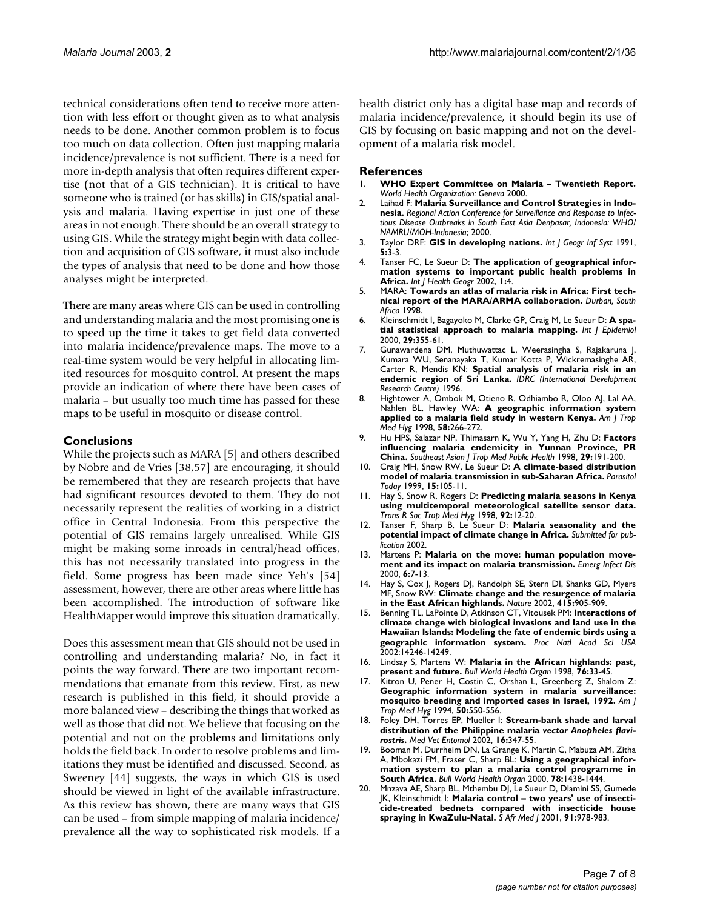technical considerations often tend to receive more attention with less effort or thought given as to what analysis needs to be done. Another common problem is to focus too much on data collection. Often just mapping malaria incidence/prevalence is not sufficient. There is a need for more in-depth analysis that often requires different expertise (not that of a GIS technician). It is critical to have someone who is trained (or has skills) in GIS/spatial analysis and malaria. Having expertise in just one of these areas in not enough. There should be an overall strategy to using GIS. While the strategy might begin with data collection and acquisition of GIS software, it must also include the types of analysis that need to be done and how those analyses might be interpreted.

There are many areas where GIS can be used in controlling and understanding malaria and the most promising one is to speed up the time it takes to get field data converted into malaria incidence/prevalence maps. The move to a real-time system would be very helpful in allocating limited resources for mosquito control. At present the maps provide an indication of where there have been cases of malaria – but usually too much time has passed for these maps to be useful in mosquito or disease control.

## Conclusions

While the projects such as MARA [5] and others described by Nobre and de Vries [38,57] are encouraging, it should be remembered that they are research projects that have had significant resources devoted to them. They do not necessarily represent the realities of working in a district office in Central Indonesia. From this perspective the potential of GIS remains largely unrealised. While GIS might be making some inroads in central/head offices, this has not necessarily translated into progress in the field. Some progress has been made since Yeh's [54] assessment, however, there are other areas where little has been accomplished. The introduction of software like HealthMapper would improve this situation dramatically.

Does this assessment mean that GIS should not be used in controlling and understanding malaria? No, in fact it points the way forward. There are two important recommendations that emanate from this review. First, as new research is published in this field, it should provide a more balanced view – describing the things that worked as well as those that did not. We believe that focusing on the potential and not on the problems and limitations only holds the field back. In order to resolve problems and limitations they must be identified and discussed. Second, as Sweeney [44] suggests, the ways in which GIS is used should be viewed in light of the available infrastructure. As this review has shown, there are many ways that GIS can be used – from simple mapping of malaria incidence/prevalence all the way to sophisticated risk models. If a health district only has a digital base map and records of malaria incidence/prevalence, it should begin its use of GIS by focusing on basic mapping and not on the development of a malaria risk model.

## References

1. **WHO Expert Committee on Malaria – Twentieth Report.** *World Health Organization: Geneva* 2000.
2. Laihad F: **Malaria Surveillance and Control Strategies in Indonesia.** *Regional Action Conference for Surveillance and Response to Infectious Disease Outbreaks in South East Asia Denpasar, Indonesia: WHO/NAMRU/MOH-Indonesia*; 2000.
3. Taylor DRF: **GIS in developing nations.** *Int J Geogr Inf Syst* 1991, **5:**3-3.
4. Tanser FC, Le Sueur D: **The application of geographical information systems to important public health problems in Africa.** *Int J Health Geogr* 2002, **1:**4.
5. MARA: **Towards an atlas of malaria risk in Africa: First technical report of the MARA/ARMA collaboration.** *Durban, South Africa* 1998.
6. Kleinschmidt I, Bagayoko M, Clarke GP, Craig M, Le Sueur D: **A spatial statistical approach to malaria mapping.** *Int J Epidemiol* 2000, **29:**355-61.
7. Gunawardena DM, Muthuwattac L, Weerasingha S, Rajakaruna J, Kumara WU, Senanayaka T, Kumar Kotta P, Wickremasinghe AR, Carter R, Mendis KN: **Spatial analysis of malaria risk in an endemic region of Sri Lanka.** *IDRC (International Development Research Centre)* 1996.
8. Hightower A, Ombok M, Otieno R, Odhiambo R, Oloo AJ, Lal AA, Nahlen BL, Hawley WA: **A geographic information system applied to a malaria field study in western Kenya.** *Am J Trop Med Hyg* 1998, **58:**266-272.
9. Hu HPS, Salazar NP, Thimasarn K, Wu Y, Yang H, Zhu D: **Factors influencing malaria endemicity in Yunnan Province, PR China.** *Southeast Asian J Trop Med Public Health* 1998, **29:**191-200.
10. Craig MH, Snow RW, Le Sueur D: **A climate-based distribution model of malaria transmission in sub-Saharan Africa.** *Parasitol Today* 1999, **15:**105-11.
11. Hay S, Snow R, Rogers D: **Predicting malaria seasons in Kenya using multitemporal meteorological satellite sensor data.** *Trans R Soc Trop Med Hyg* 1998, **92:**12-20.
12. Tanser F, Sharp B, Le Sueur D: **Malaria seasonality and the potential impact of climate change in Africa.** *Submitted for publication* 2002.
13. Martens P: **Malaria on the move: human population movement and its impact on malaria transmission.** *Emerg Infect Dis* 2000, **6:**7-13.
14. Hay S, Cox J, Rogers DJ, Randolph SE, Stern DI, Shanks GD, Myers MF, Snow RW: **Climate change and the resurgence of malaria in the East African highlands.** *Nature* 2002, **415:**905-909.
15. Benning TL, LaPointe D, Atkinson CT, Vitousek PM: **Interactions of climate change with biological invasions and land use in the Hawaiian Islands: Modeling the fate of endemic birds using a geographic information system.** *Proc Natl Acad Sci USA* 2002:14246-14249.
16. Lindsay S, Martens W: **Malaria in the African highlands: past, present and future.** *Bull World Health Organ* 1998, **76:**33-45.
17. Kitron U, Pener H, Costin C, Orshan L, Greenberg Z, Shalom Z: **Geographic information system in malaria surveillance: mosquito breeding and imported cases in Israel, 1992.** *Am J Trop Med Hyg* 1994, **50:**550-556.
18. Foley DH, Torres EP, Mueller I: **Stream-bank shade and larval distribution of the Philippine malaria *vector Anopheles flavirostris*.** *Med Vet Entomol* 2002, **16:**347-55.
19. Booman M, Durrheim DN, La Grange K, Martin C, Mabuza AM, Zitha A, Mbokazi FM, Fraser C, Sharp BL: **Using a geographical information system to plan a malaria control programme in South Africa.** *Bull World Health Organ* 2000, **78:**1438-1444.
20. Mnzava AE, Sharp BL, Mthembu DJ, Le Sueur D, Dlamini SS, Gumede JK, Kleinschmidt I: **Malaria control – two years' use of insecticide-treated bednets compared with insecticide house spraying in KwaZulu-Natal.** *S Afr Med J* 2001, **91:**978-983.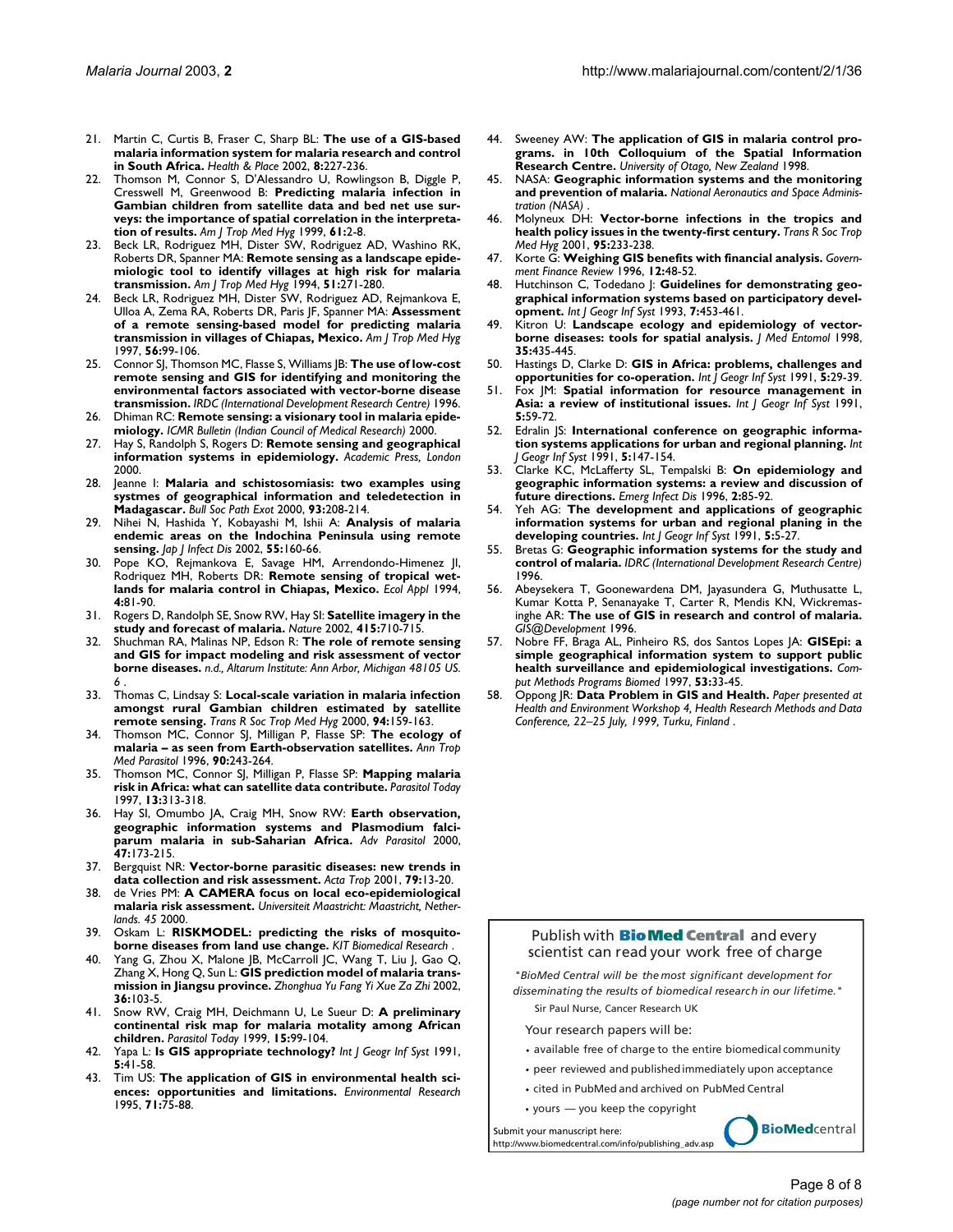21. Martin C, Curtis B, Fraser C, Sharp BL: **The use of a GIS-based malaria information system for malaria research and control in South Africa.** *Health & Place* 2002, **8:**227-236.
22. Thomson M, Connor S, D'Alessandro U, Rowlingson B, Diggle P, Cresswell M, Greenwood B: **Predicting malaria infection in Gambian children from satellite data and bed net use surveys: the importance of spatial correlation in the interpretation of results.** *Am J Trop Med Hyg* 1999, **61:**2-8.
23. Beck LR, Rodriguez MH, Dister SW, Rodriguez AD, Washino RK, Roberts DR, Spanner MA: **Remote sensing as a landscape epidemiologic tool to identify villages at high risk for malaria transmission.** *Am J Trop Med Hyg* 1994, **51:**271-280.
24. Beck LR, Rodriguez MH, Dister SW, Rodriguez AD, Rejmankova E, Ulloa A, Zema RA, Roberts DR, Paris JF, Spanner MA: **Assessment of a remote sensing-based model for predicting malaria transmission in villages of Chiapas, Mexico.** *Am J Trop Med Hyg* 1997, **56:**99-106.
25. Connor SJ, Thomson MC, Flasse S, Williams JB: **The use of low-cost remote sensing and GIS for identifying and monitoring the environmental factors associated with vector-borne disease transmission.** *IRDC (International Development Research Centre)* 1996.
26. Dhiman RC: **Remote sensing: a visionary tool in malaria epidemiology.** *ICMR Bulletin (Indian Council of Medical Research)* 2000.
27. Hay S, Randolph S, Rogers D: **Remote sensing and geographical information systems in epidemiology.** *Academic Press, London* 2000.
28. Jeanne I: **Malaria and schistosomiasis: two examples using systmes of geographical information and teledetection in Madagascar.** *Bull Soc Path Exot* 2000, **93:**208-214.
29. Nihei N, Hashida Y, Kobayashi M, Ishii A: **Analysis of malaria endemic areas on the Indochina Peninsula using remote sensing.** *Jap J Infect Dis* 2002, **55:**160-66.
30. Pope KO, Rejmankova E, Savage HM, Arrendondo-Himenez JI, Rodriquez MH, Roberts DR: **Remote sensing of tropical wetlands for malaria control in Chiapas, Mexico.** *Ecol Appl* 1994, **4:**81-90.
31. Rogers D, Randolph SE, Snow RW, Hay SI: **Satellite imagery in the study and forecast of malaria.** *Nature* 2002, **415:**710-715.
32. Shuchman RA, Malinas NP, Edson R: **The role of remote sensing and GIS for impact modeling and risk assessment of vector borne diseases.** *n.d., Altarum Institute: Ann Arbor, Michigan 48105 US. 6* .
33. Thomas C, Lindsay S: **Local-scale variation in malaria infection amongst rural Gambian children estimated by satellite remote sensing.** *Trans R Soc Trop Med Hyg* 2000, **94:**159-163.
34. Thomson MC, Connor SJ, Milligan P, Flasse SP: **The ecology of malaria – as seen from Earth-observation satellites.** *Ann Trop Med Parasitol* 1996, **90:**243-264.
35. Thomson MC, Connor SJ, Milligan P, Flasse SP: **Mapping malaria risk in Africa: what can satellite data contribute.** *Parasitol Today* 1997, **13:**313-318.
36. Hay SI, Omumbo JA, Craig MH, Snow RW: **Earth observation, geographic information systems and Plasmodium falciparum malaria in sub-Saharan Africa.** *Adv Parasitol* 2000, **47:**173-215.
37. Bergquist NR: **Vector-borne parasitic diseases: new trends in data collection and risk assessment.** *Acta Trop* 2001, **79:**13-20.
38. de Vries PM: **A CAMERA focus on local eco-epidemiological malaria risk assessment.** *Universiteit Maastricht: Maastricht, Netherlands. 45* 2000.
39. Oskam L: **RISKMODEL: predicting the risks of mosquito-borne diseases from land use change.** *KIT Biomedical Research* .
40. Yang G, Zhou X, Malone JB, McCarroll JC, Wang T, Liu J, Gao Q, Zhang X, Hong Q, Sun L: **GIS prediction model of malaria transmission in Jiangsu province.** *Zhonghua Yu Fang Yi Xue Za Zhi* 2002, **36:**103-5.
41. Snow RW, Craig MH, Deichmann U, Le Sueur D: **A preliminary continental risk map for malaria motality among African children.** *Parasitol Today* 1999, **15:**99-104.
42. Yapa L: **Is GIS appropriate technology?** *Int J Geogr Inf Syst* 1991, **5:**41-58.
43. Tim US: **The application of GIS in environmental health sciences: opportunities and limitations.** *Environmental Research* 1995, **71:**75-88.
44. Sweeney AW: **The application of GIS in malaria control programs. in 10th Colloquium of the Spatial Information Research Centre.** *University of Otago, New Zealand* 1998.
45. NASA: **Geographic information systems and the monitoring and prevention of malaria.** *National Aeronautics and Space Administration (NASA)* .
46. Molyneux DH: **Vector-borne infections in the tropics and health policy issues in the twenty-first century.** *Trans R Soc Trop Med Hyg* 2001, **95:**233-238.
47. Korte G: **Weighing GIS benefits with financial analysis.** *Government Finance Review* 1996, **12:**48-52.
48. Hutchinson C, Todedano J: **Guidelines for demonstrating geographical information systems based on participatory development.** *Int J Geogr Inf Syst* 1993, **7:**453-461.
49. Kitron U: **Landscape ecology and epidemiology of vector-borne diseases: tools for spatial analysis.** *J Med Entomol* 1998, **35:**435-445.
50. Hastings D, Clarke D: **GIS in Africa: problems, challenges and opportunities for co-operation.** *Int J Geogr Inf Syst* 1991, **5:**29-39.
51. Fox JM: **Spatial information for resource management in Asia: a review of institutional issues.** *Int J Geogr Inf Syst* 1991, **5:**59-72.
52. Edralin JS: **International conference on geographic information systems applications for urban and regional planning.** *Int J Geogr Inf Syst* 1991, **5:**147-154.
53. Clarke KC, McLafferty SL, Tempalski B: **On epidemiology and geographic information systems: a review and discussion of future directions.** *Emerg Infect Dis* 1996, **2:**85-92.
54. Yeh AG: **The development and applications of geographic information systems for urban and regional planing in the developing countries.** *Int J Geogr Inf Syst* 1991, **5:**5-27.
55. Bretas G: **Geographic information systems for the study and control of malaria.** *IDRC (International Development Research Centre)* 1996.
56. Abeysekera T, Goonewardena DM, Jayasundera G, Muthusatte L, Kumar Kotta P, Senanayake T, Carter R, Mendis KN, Wickremasinghe AR: **The use of GIS in research and control of malaria.** *GIS@Development* 1996.
57. Nobre FF, Braga AL, Pinheiro RS, dos Santos Lopes JA: **GISEpi: a simple geographical information system to support public health surveillance and epidemiological investigations.** *Comput Methods Programs Biomed* 1997, **53:**33-45.
58. Oppong JR: **Data Problem in GIS and Health.** *Paper presented at Health and Environment Workshop 4, Health Research Methods and Data Conference, 22–25 July, 1999, Turku, Finland* .

Publish with **BioMed Central** and every scientist can read your work free of charge

*"BioMed Central will be the most significant development for disseminating the results of biomedical research in our lifetime."*

Sir Paul Nurse, Cancer Research UK

Your research papers will be:

- available free of charge to the entire biomedical community
- peer reviewed and published immediately upon acceptance
- cited in PubMed and archived on PubMed Central
- yours — you keep the copyright

Submit your manuscript here:
http://www.biomedcentral.com/info/publishing_adv.asp

**BioMed**central